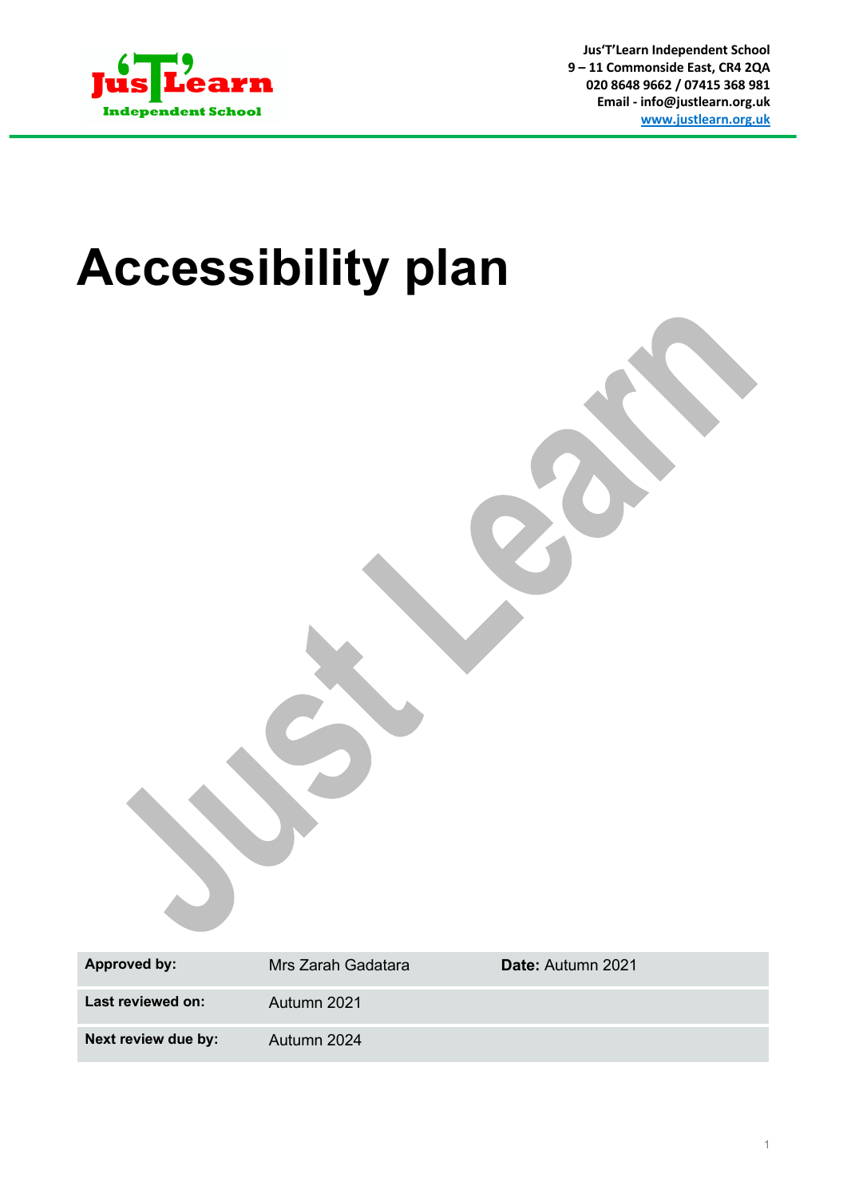Jus'T'Learn Independent School
9 – 11 Commonside East, CR4 2QA
020 8648 9662 / 07415 368 981
Email - info@justlearn.org.uk
www.justlearn.org.uk

# Accessibility plan

| **Approved by:** | Mrs Zarah Gadatara | **Date:** Autumn 2021 |
|---|---|---|
| **Last reviewed on:** | Autumn 2021 | |
| **Next review due by:** | Autumn 2024 | |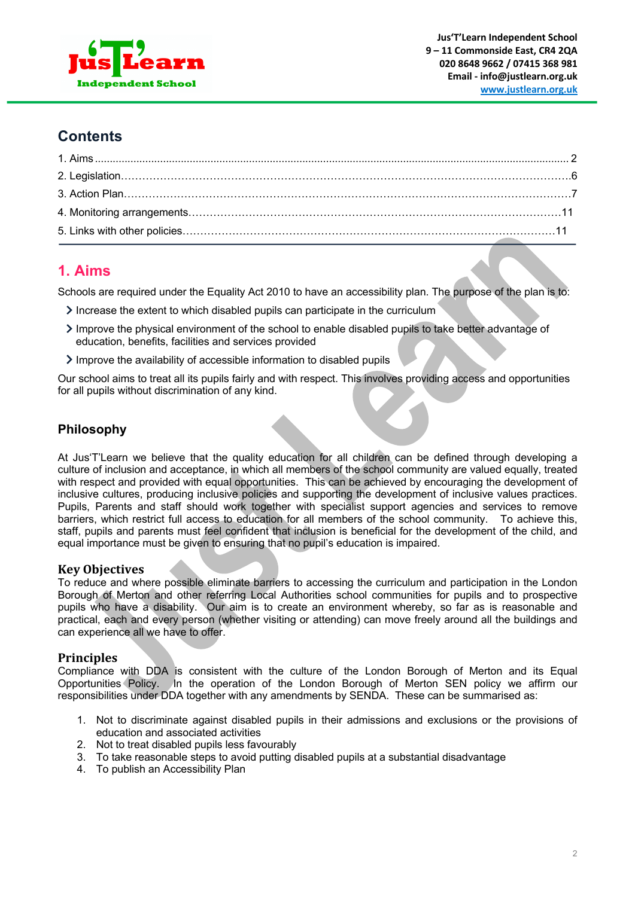# Contents

1. Aims ..... 2
2. Legislation..... 6
3. Action Plan..... 7
4. Monitoring arrangements..... 11
5. Links with other policies..... 11

## 1. Aims

Schools are required under the Equality Act 2010 to have an accessibility plan. The purpose of the plan is to:

- Increase the extent to which disabled pupils can participate in the curriculum
- Improve the physical environment of the school to enable disabled pupils to take better advantage of education, benefits, facilities and services provided
- Improve the availability of accessible information to disabled pupils

Our school aims to treat all its pupils fairly and with respect. This involves providing access and opportunities for all pupils without discrimination of any kind.

### Philosophy

At Jus'T'Learn we believe that the quality education for all children can be defined through developing a culture of inclusion and acceptance, in which all members of the school community are valued equally, treated with respect and provided with equal opportunities. This can be achieved by encouraging the development of inclusive cultures, producing inclusive policies and supporting the development of inclusive values practices. Pupils, Parents and staff should work together with specialist support agencies and services to remove barriers, which restrict full access to education for all members of the school community. To achieve this, staff, pupils and parents must feel confident that inclusion is beneficial for the development of the child, and equal importance must be given to ensuring that no pupil's education is impaired.

### Key Objectives

To reduce and where possible eliminate barriers to accessing the curriculum and participation in the London Borough of Merton and other referring Local Authorities school communities for pupils and to prospective pupils who have a disability. Our aim is to create an environment whereby, so far as is reasonable and practical, each and every person (whether visiting or attending) can move freely around all the buildings and can experience all we have to offer.

### Principles

Compliance with DDA is consistent with the culture of the London Borough of Merton and its Equal Opportunities Policy. In the operation of the London Borough of Merton SEN policy we affirm our responsibilities under DDA together with any amendments by SENDA. These can be summarised as:

1. Not to discriminate against disabled pupils in their admissions and exclusions or the provisions of education and associated activities
2. Not to treat disabled pupils less favourably
3. To take reasonable steps to avoid putting disabled pupils at a substantial disadvantage
4. To publish an Accessibility Plan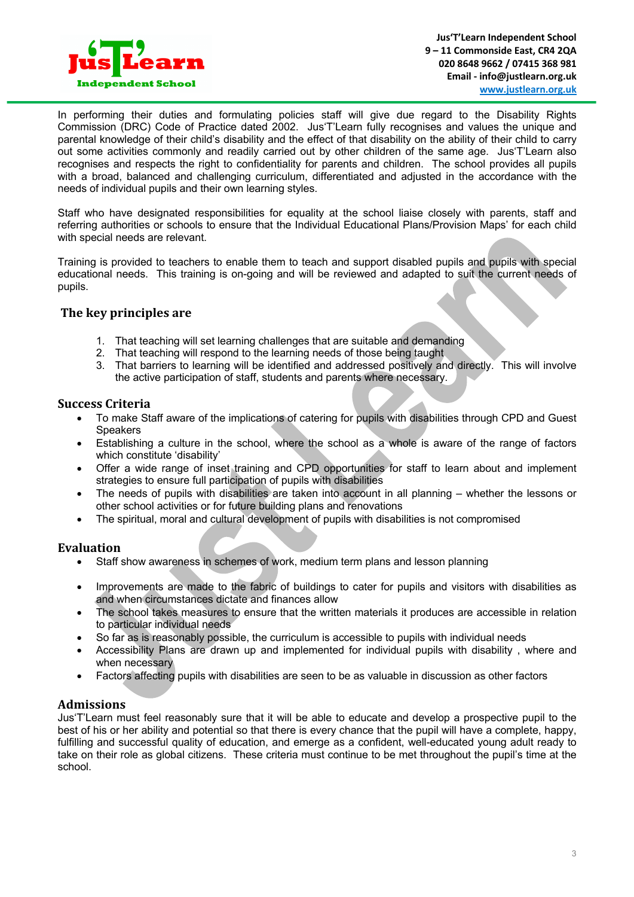In performing their duties and formulating policies staff will give due regard to the Disability Rights Commission (DRC) Code of Practice dated 2002. Jus'T'Learn fully recognises and values the unique and parental knowledge of their child's disability and the effect of that disability on the ability of their child to carry out some activities commonly and readily carried out by other children of the same age. Jus'T'Learn also recognises and respects the right to confidentiality for parents and children. The school provides all pupils with a broad, balanced and challenging curriculum, differentiated and adjusted in the accordance with the needs of individual pupils and their own learning styles.

Staff who have designated responsibilities for equality at the school liaise closely with parents, staff and referring authorities or schools to ensure that the Individual Educational Plans/Provision Maps' for each child with special needs are relevant.

Training is provided to teachers to enable them to teach and support disabled pupils and pupils with special educational needs. This training is on-going and will be reviewed and adapted to suit the current needs of pupils.

## The key principles are

1. That teaching will set learning challenges that are suitable and demanding
2. That teaching will respond to the learning needs of those being taught
3. That barriers to learning will be identified and addressed positively and directly. This will involve the active participation of staff, students and parents where necessary.

## Success Criteria

- To make Staff aware of the implications of catering for pupils with disabilities through CPD and Guest Speakers
- Establishing a culture in the school, where the school as a whole is aware of the range of factors which constitute 'disability'
- Offer a wide range of inset training and CPD opportunities for staff to learn about and implement strategies to ensure full participation of pupils with disabilities
- The needs of pupils with disabilities are taken into account in all planning – whether the lessons or other school activities or for future building plans and renovations
- The spiritual, moral and cultural development of pupils with disabilities is not compromised

## Evaluation

- Staff show awareness in schemes of work, medium term plans and lesson planning
- Improvements are made to the fabric of buildings to cater for pupils and visitors with disabilities as and when circumstances dictate and finances allow
- The school takes measures to ensure that the written materials it produces are accessible in relation to particular individual needs
- So far as is reasonably possible, the curriculum is accessible to pupils with individual needs
- Accessibility Plans are drawn up and implemented for individual pupils with disability , where and when necessary
- Factors affecting pupils with disabilities are seen to be as valuable in discussion as other factors

## Admissions

Jus'T'Learn must feel reasonably sure that it will be able to educate and develop a prospective pupil to the best of his or her ability and potential so that there is every chance that the pupil will have a complete, happy, fulfilling and successful quality of education, and emerge as a confident, well-educated young adult ready to take on their role as global citizens. These criteria must continue to be met throughout the pupil's time at the school.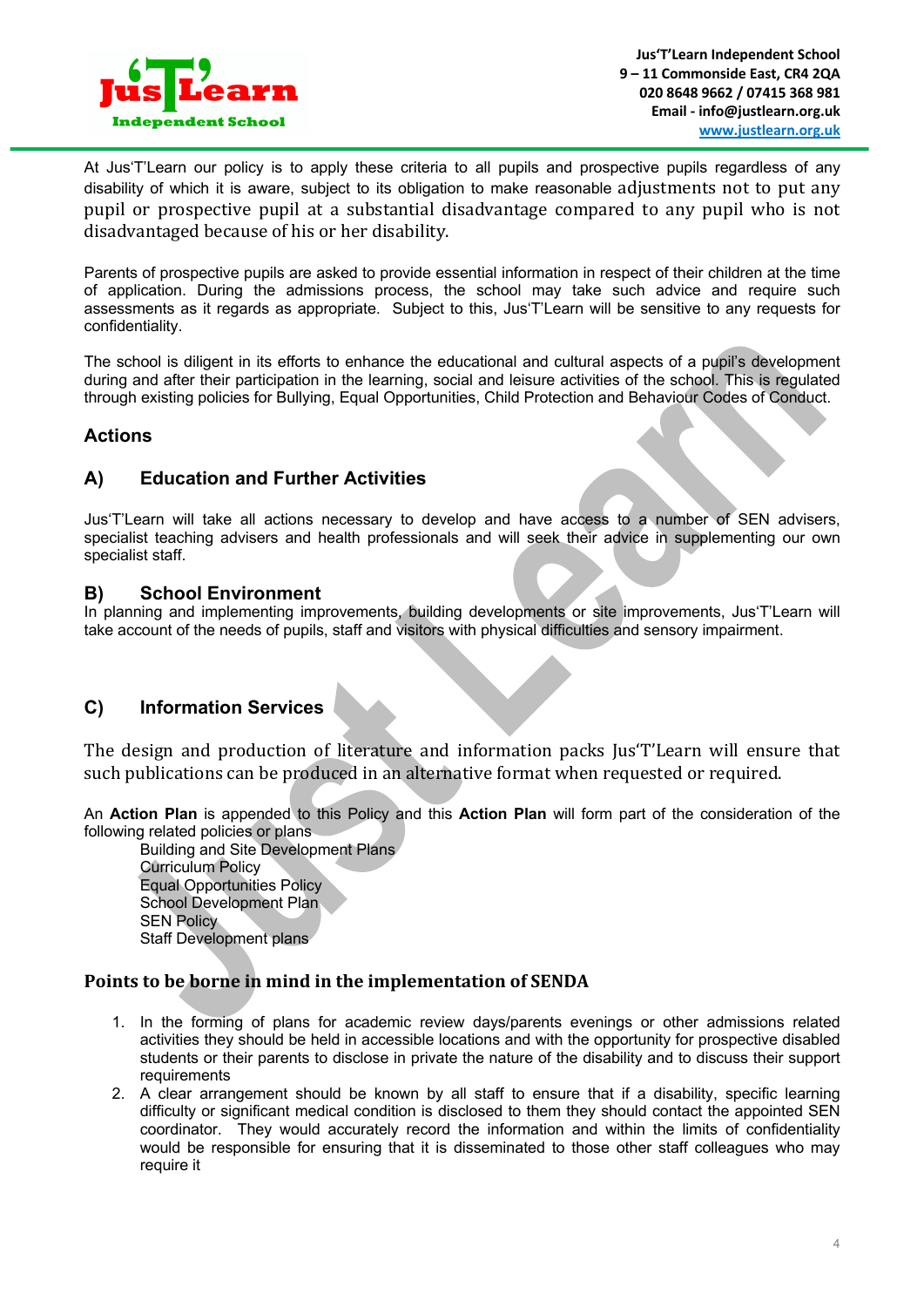At Jus'T'Learn our policy is to apply these criteria to all pupils and prospective pupils regardless of any disability of which it is aware, subject to its obligation to make reasonable adjustments not to put any pupil or prospective pupil at a substantial disadvantage compared to any pupil who is not disadvantaged because of his or her disability.

Parents of prospective pupils are asked to provide essential information in respect of their children at the time of application. During the admissions process, the school may take such advice and require such assessments as it regards as appropriate. Subject to this, Jus'T'Learn will be sensitive to any requests for confidentiality.

The school is diligent in its efforts to enhance the educational and cultural aspects of a pupil's development during and after their participation in the learning, social and leisure activities of the school. This is regulated through existing policies for Bullying, Equal Opportunities, Child Protection and Behaviour Codes of Conduct.

## Actions

### A) Education and Further Activities

Jus'T'Learn will take all actions necessary to develop and have access to a number of SEN advisers, specialist teaching advisers and health professionals and will seek their advice in supplementing our own specialist staff.

### B) School Environment

In planning and implementing improvements, building developments or site improvements, Jus'T'Learn will take account of the needs of pupils, staff and visitors with physical difficulties and sensory impairment.

### C) Information Services

The design and production of literature and information packs Jus'T'Learn will ensure that such publications can be produced in an alternative format when requested or required.

An **Action Plan** is appended to this Policy and this **Action Plan** will form part of the consideration of the following related policies or plans

- Building and Site Development Plans
- Curriculum Policy
- Equal Opportunities Policy
- School Development Plan
- SEN Policy
- Staff Development plans

### Points to be borne in mind in the implementation of SENDA

1. In the forming of plans for academic review days/parents evenings or other admissions related activities they should be held in accessible locations and with the opportunity for prospective disabled students or their parents to disclose in private the nature of the disability and to discuss their support requirements
2. A clear arrangement should be known by all staff to ensure that if a disability, specific learning difficulty or significant medical condition is disclosed to them they should contact the appointed SEN coordinator. They would accurately record the information and within the limits of confidentiality would be responsible for ensuring that it is disseminated to those other staff colleagues who may require it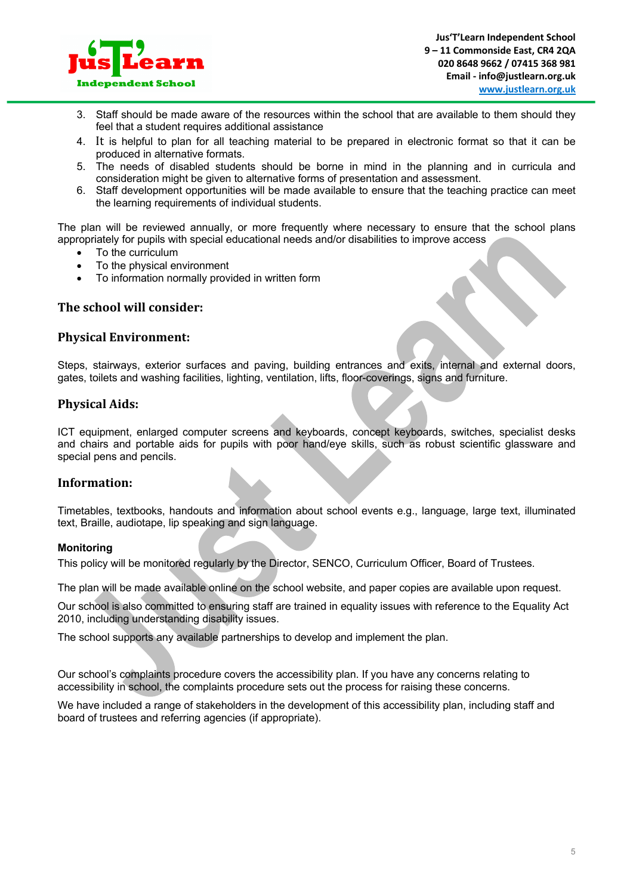3. Staff should be made aware of the resources within the school that are available to them should they feel that a student requires additional assistance
4. It is helpful to plan for all teaching material to be prepared in electronic format so that it can be produced in alternative formats.
5. The needs of disabled students should be borne in mind in the planning and in curricula and consideration might be given to alternative forms of presentation and assessment.
6. Staff development opportunities will be made available to ensure that the teaching practice can meet the learning requirements of individual students.

The plan will be reviewed annually, or more frequently where necessary to ensure that the school plans appropriately for pupils with special educational needs and/or disabilities to improve access

- To the curriculum
- To the physical environment
- To information normally provided in written form

## The school will consider:

## Physical Environment:

Steps, stairways, exterior surfaces and paving, building entrances and exits, internal and external doors, gates, toilets and washing facilities, lighting, ventilation, lifts, floor-coverings, signs and furniture.

## Physical Aids:

ICT equipment, enlarged computer screens and keyboards, concept keyboards, switches, specialist desks and chairs and portable aids for pupils with poor hand/eye skills, such as robust scientific glassware and special pens and pencils.

## Information:

Timetables, textbooks, handouts and information about school events e.g., language, large text, illuminated text, Braille, audiotape, lip speaking and sign language.

**Monitoring**

This policy will be monitored regularly by the Director, SENCO, Curriculum Officer, Board of Trustees.

The plan will be made available online on the school website, and paper copies are available upon request.

Our school is also committed to ensuring staff are trained in equality issues with reference to the Equality Act 2010, including understanding disability issues.

The school supports any available partnerships to develop and implement the plan.

Our school's complaints procedure covers the accessibility plan. If you have any concerns relating to accessibility in school, the complaints procedure sets out the process for raising these concerns.

We have included a range of stakeholders in the development of this accessibility plan, including staff and board of trustees and referring agencies (if appropriate).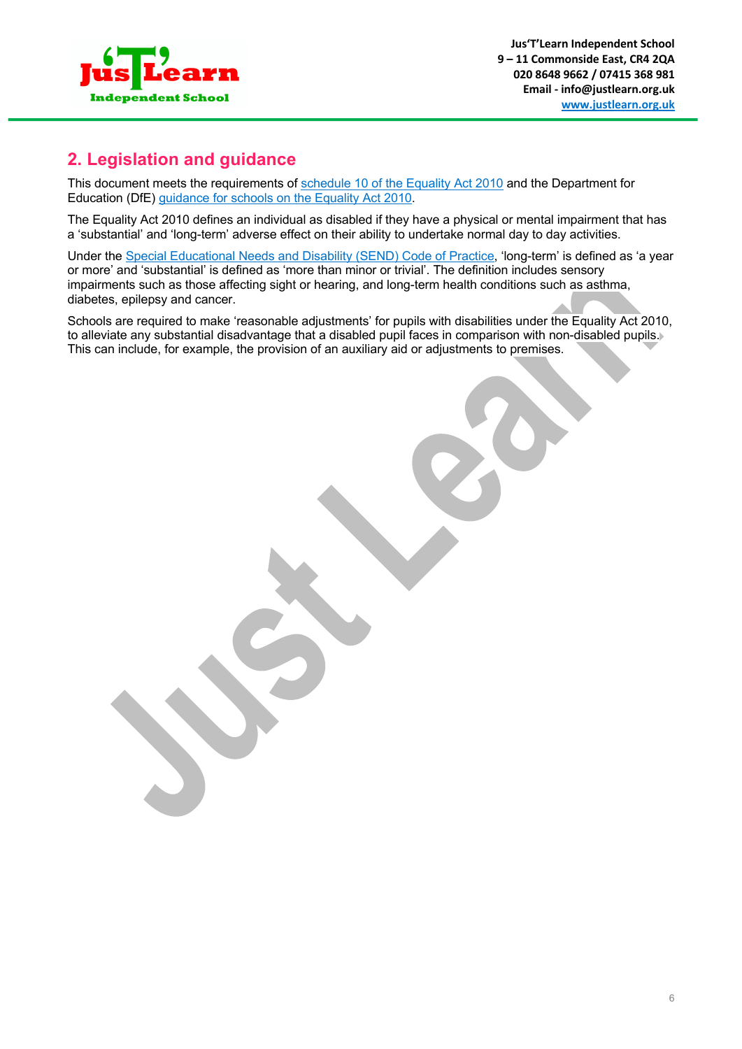## 2. Legislation and guidance

This document meets the requirements of [schedule 10 of the Equality Act 2010] and the Department for Education (DfE) [guidance for schools on the Equality Act 2010].

The Equality Act 2010 defines an individual as disabled if they have a physical or mental impairment that has a 'substantial' and 'long-term' adverse effect on their ability to undertake normal day to day activities.

Under the [Special Educational Needs and Disability (SEND) Code of Practice], 'long-term' is defined as 'a year or more' and 'substantial' is defined as 'more than minor or trivial'. The definition includes sensory impairments such as those affecting sight or hearing, and long-term health conditions such as asthma, diabetes, epilepsy and cancer.

Schools are required to make 'reasonable adjustments' for pupils with disabilities under the Equality Act 2010, to alleviate any substantial disadvantage that a disabled pupil faces in comparison with non-disabled pupils. This can include, for example, the provision of an auxiliary aid or adjustments to premises.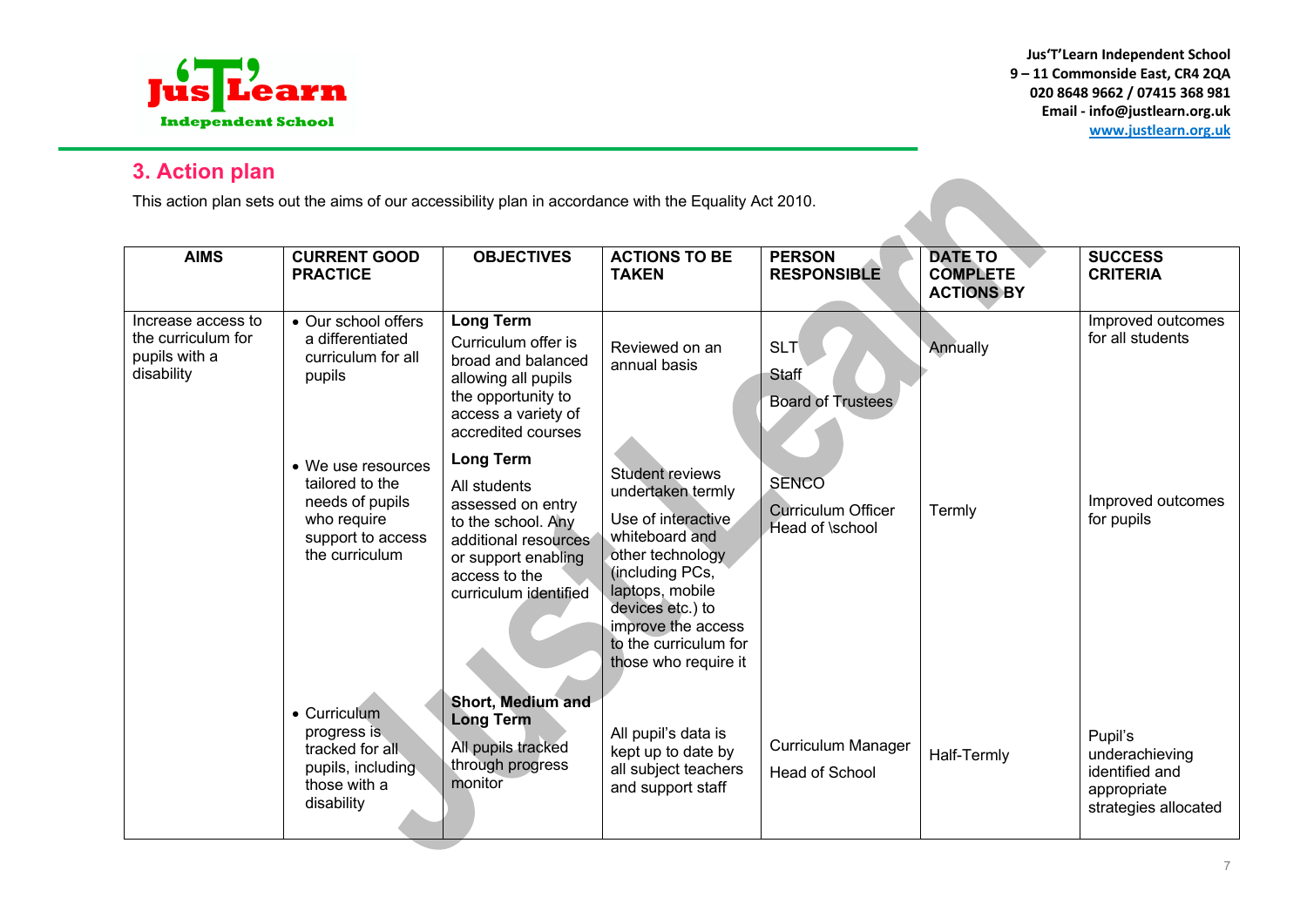## 3. Action plan

This action plan sets out the aims of our accessibility plan in accordance with the Equality Act 2010.

| AIMS | CURRENT GOOD PRACTICE | OBJECTIVES | ACTIONS TO BE TAKEN | PERSON RESPONSIBLE | DATE TO COMPLETE ACTIONS BY | SUCCESS CRITERIA |
|---|---|---|---|---|---|---|
| Increase access to the curriculum for pupils with a disability | • Our school offers a differentiated curriculum for all pupils | **Long Term**<br>Curriculum offer is broad and balanced allowing all pupils the opportunity to access a variety of accredited courses | Reviewed on an annual basis | SLT<br>Staff<br>Board of Trustees | Annually | Improved outcomes for all students |
| | • We use resources tailored to the needs of pupils who require support to access the curriculum | **Long Term**<br>All students assessed on entry to the school. Any additional resources or support enabling access to the curriculum identified | Student reviews undertaken termly<br>Use of interactive whiteboard and other technology (including PCs, laptops, mobile devices etc.) to improve the access to the curriculum for those who require it | SENCO<br>Curriculum Officer<br>Head of \school | Termly | Improved outcomes for pupils |
| | • Curriculum progress is tracked for all pupils, including those with a disability | **Short, Medium and Long Term**<br>All pupils tracked through progress monitor | All pupil's data is kept up to date by all subject teachers and support staff | Curriculum Manager<br>Head of School | Half-Termly | Pupil's underachieving identified and appropriate strategies allocated |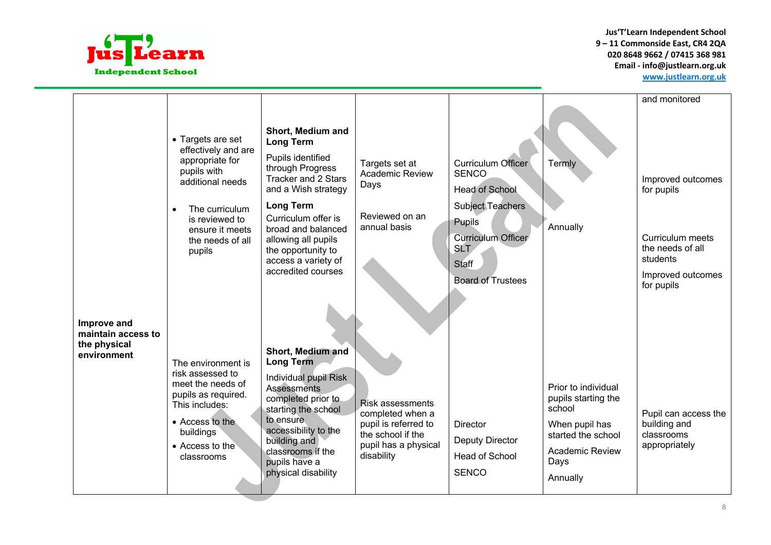| | | | | | | |
|---|---|---|---|---|---|---|
| | • Targets are set effectively and are appropriate for pupils with additional needs<br><br>• The curriculum is reviewed to ensure it meets the needs of all pupils | **Short, Medium and Long Term**<br>Pupils identified through Progress Tracker and 2 Stars and a Wish strategy<br>**Long Term**<br>Curriculum offer is broad and balanced allowing all pupils the opportunity to access a variety of accredited courses | Targets set at Academic Review Days<br><br>Reviewed on an annual basis | Curriculum Officer<br>SENCO<br>Head of School<br>Subject Teachers<br>Pupils<br>Curriculum Officer<br>SLT<br>Staff<br>Board of Trustees | Termly<br><br>Annually | and monitored<br><br>Improved outcomes for pupils<br><br>Curriculum meets the needs of all students<br>Improved outcomes for pupils |
| **Improve and maintain access to the physical environment** | The environment is risk assessed to meet the needs of pupils as required. This includes:<br>• Access to the buildings<br>• Access to the classrooms | **Short, Medium and Long Term**<br>Individual pupil Risk Assessments completed prior to starting the school to ensure accessibility to the building and classrooms if the pupils have a physical disability | Risk assessments completed when a pupil is referred to the school if the pupil has a physical disability | Director<br>Deputy Director<br>Head of School<br>SENCO | Prior to individual pupils starting the school<br>When pupil has started the school<br>Academic Review Days<br>Annually | Pupil can access the building and classrooms appropriately |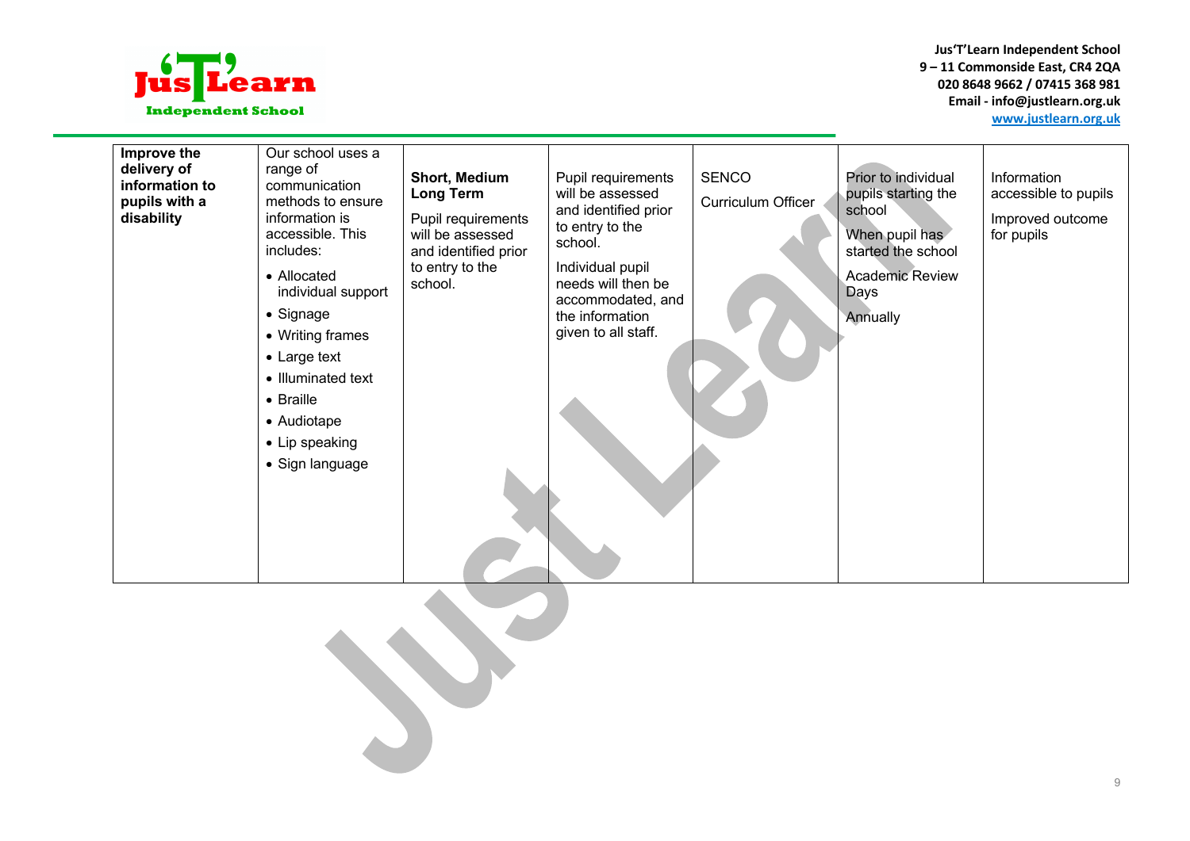| Improve the delivery of information to pupils with a disability | Our school uses a range of communication methods to ensure information is accessible. This includes:<br>• Allocated individual support<br>• Signage<br>• Writing frames<br>• Large text<br>• Illuminated text<br>• Braille<br>• Audiotape<br>• Lip speaking<br>• Sign language | **Short, Medium Long Term**<br>Pupil requirements will be assessed and identified prior to entry to the school. | Pupil requirements will be assessed and identified prior to entry to the school.<br>Individual pupil needs will then be accommodated, and the information given to all staff. | SENCO<br>Curriculum Officer | Prior to individual pupils starting the school<br>When pupil has started the school<br>Academic Review Days<br>Annually | Information accessible to pupils<br>Improved outcome for pupils |
|---|---|---|---|---|---|---|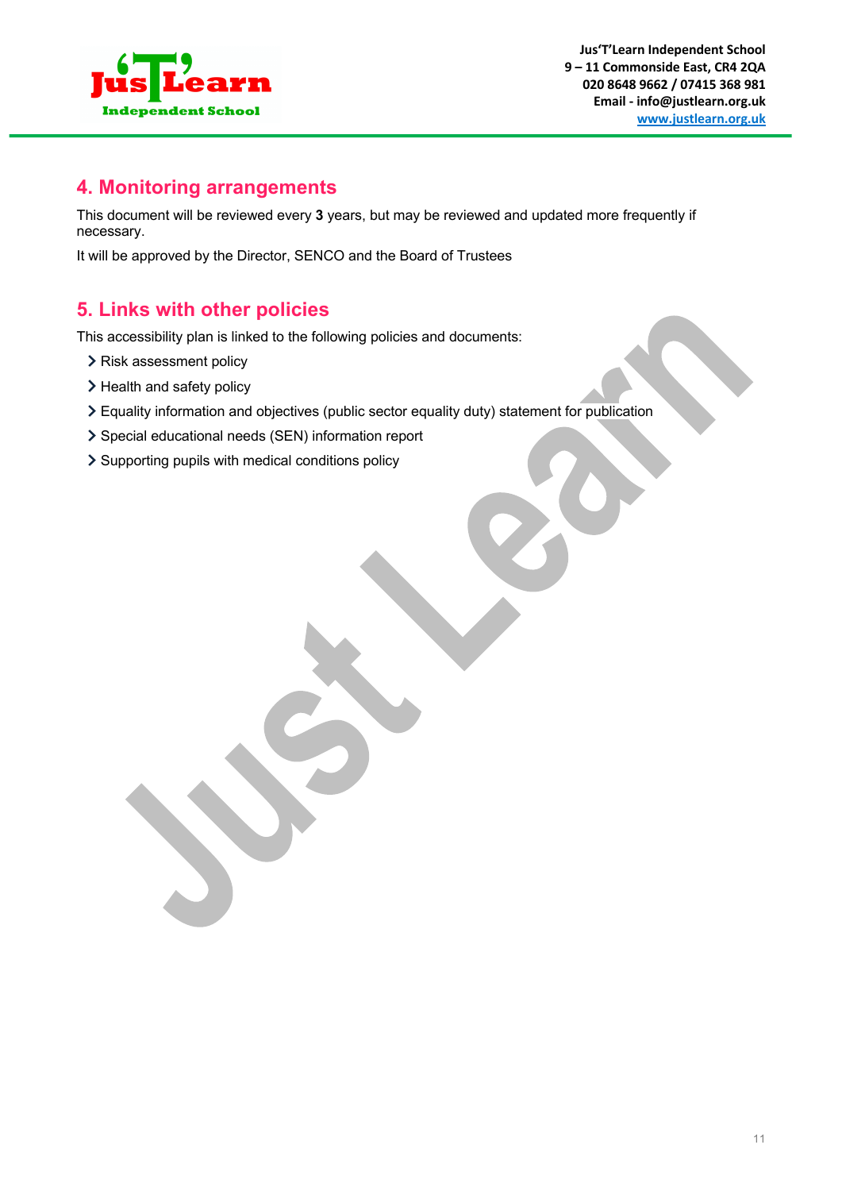## 4. Monitoring arrangements

This document will be reviewed every **3** years, but may be reviewed and updated more frequently if necessary.

It will be approved by the Director, SENCO and the Board of Trustees

## 5. Links with other policies

This accessibility plan is linked to the following policies and documents:

- Risk assessment policy
- Health and safety policy
- Equality information and objectives (public sector equality duty) statement for publication
- Special educational needs (SEN) information report
- Supporting pupils with medical conditions policy